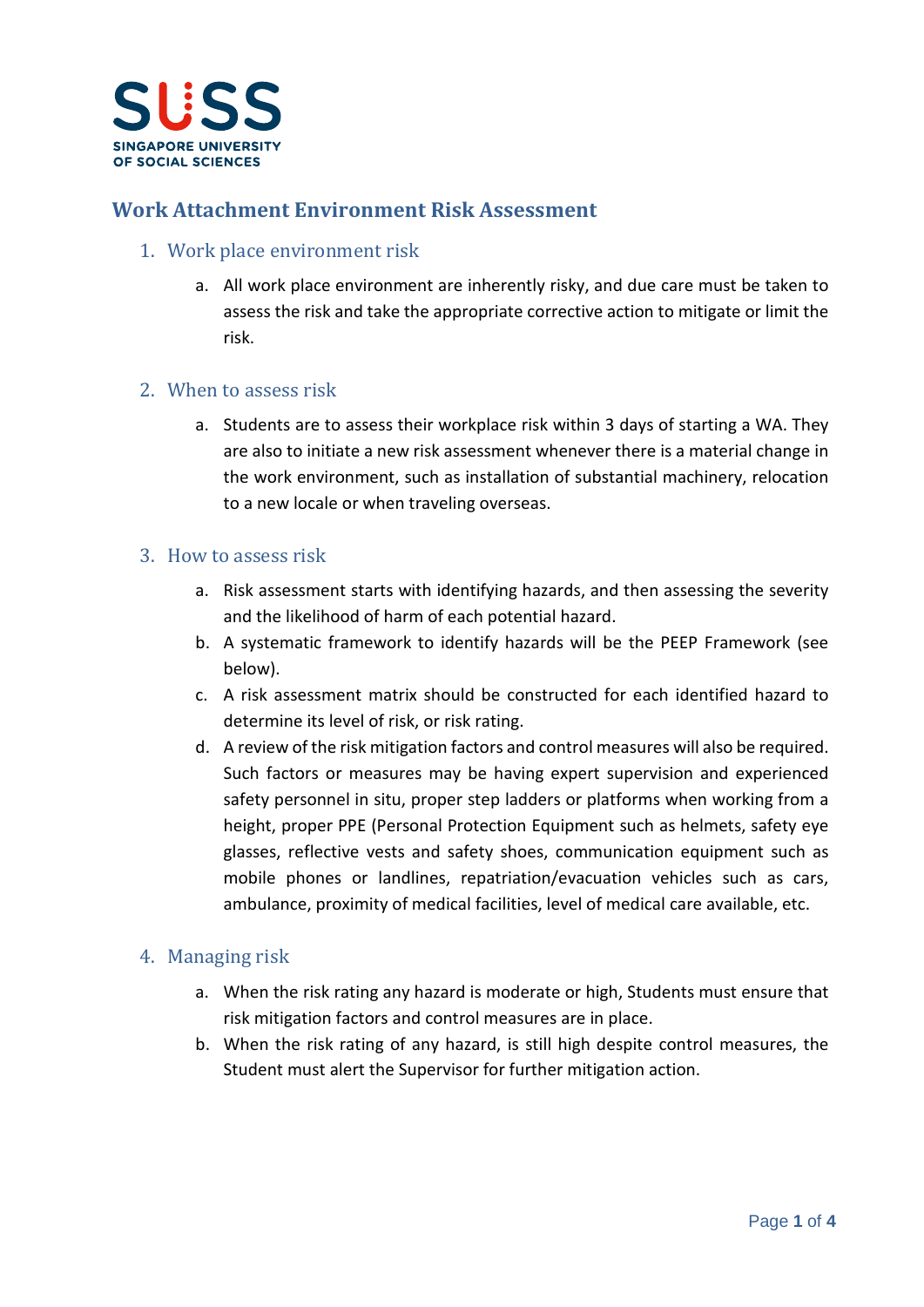SUSS
SINGAPORE UNIVERSITY OF SOCIAL SCIENCES

# Work Attachment Environment Risk Assessment

## 1. Work place environment risk

a. All work place environment are inherently risky, and due care must be taken to assess the risk and take the appropriate corrective action to mitigate or limit the risk.

## 2. When to assess risk

a. Students are to assess their workplace risk within 3 days of starting a WA. They are also to initiate a new risk assessment whenever there is a material change in the work environment, such as installation of substantial machinery, relocation to a new locale or when traveling overseas.

## 3. How to assess risk

a. Risk assessment starts with identifying hazards, and then assessing the severity and the likelihood of harm of each potential hazard.
b. A systematic framework to identify hazards will be the PEEP Framework (see below).
c. A risk assessment matrix should be constructed for each identified hazard to determine its level of risk, or risk rating.
d. A review of the risk mitigation factors and control measures will also be required. Such factors or measures may be having expert supervision and experienced safety personnel in situ, proper step ladders or platforms when working from a height, proper PPE (Personal Protection Equipment such as helmets, safety eye glasses, reflective vests and safety shoes, communication equipment such as mobile phones or landlines, repatriation/evacuation vehicles such as cars, ambulance, proximity of medical facilities, level of medical care available, etc.

## 4. Managing risk

a. When the risk rating any hazard is moderate or high, Students must ensure that risk mitigation factors and control measures are in place.
b. When the risk rating of any hazard, is still high despite control measures, the Student must alert the Supervisor for further mitigation action.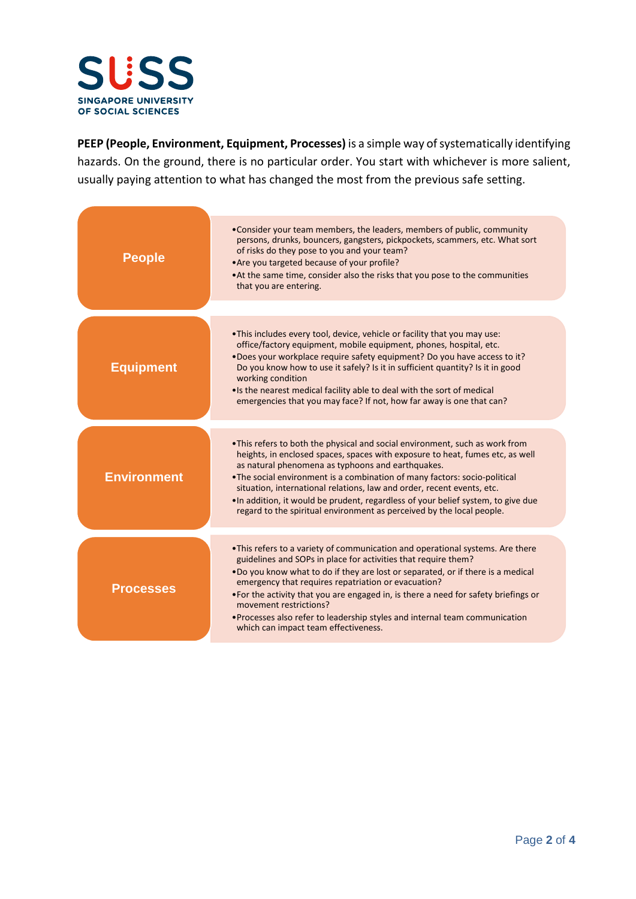**PEEP (People, Environment, Equipment, Processes)** is a simple way of systematically identifying hazards. On the ground, there is no particular order. You start with whichever is more salient, usually paying attention to what has changed the most from the previous safe setting.

### People

- Consider your team members, the leaders, members of public, community persons, drunks, bouncers, gangsters, pickpockets, scammers, etc. What sort of risks do they pose to you and your team?
- Are you targeted because of your profile?
- At the same time, consider also the risks that you pose to the communities that you are entering.

### Equipment

- This includes every tool, device, vehicle or facility that you may use: office/factory equipment, mobile equipment, phones, hospital, etc.
- Does your workplace require safety equipment? Do you have access to it? Do you know how to use it safely? Is it in sufficient quantity? Is it in good working condition
- Is the nearest medical facility able to deal with the sort of medical emergencies that you may face? If not, how far away is one that can?

### Environment

- This refers to both the physical and social environment, such as work from heights, in enclosed spaces, spaces with exposure to heat, fumes etc, as well as natural phenomena as typhoons and earthquakes.
- The social environment is a combination of many factors: socio-political situation, international relations, law and order, recent events, etc.
- In addition, it would be prudent, regardless of your belief system, to give due regard to the spiritual environment as perceived by the local people.

### Processes

- This refers to a variety of communication and operational systems. Are there guidelines and SOPs in place for activities that require them?
- Do you know what to do if they are lost or separated, or if there is a medical emergency that requires repatriation or evacuation?
- For the activity that you are engaged in, is there a need for safety briefings or movement restrictions?
- Processes also refer to leadership styles and internal team communication which can impact team effectiveness.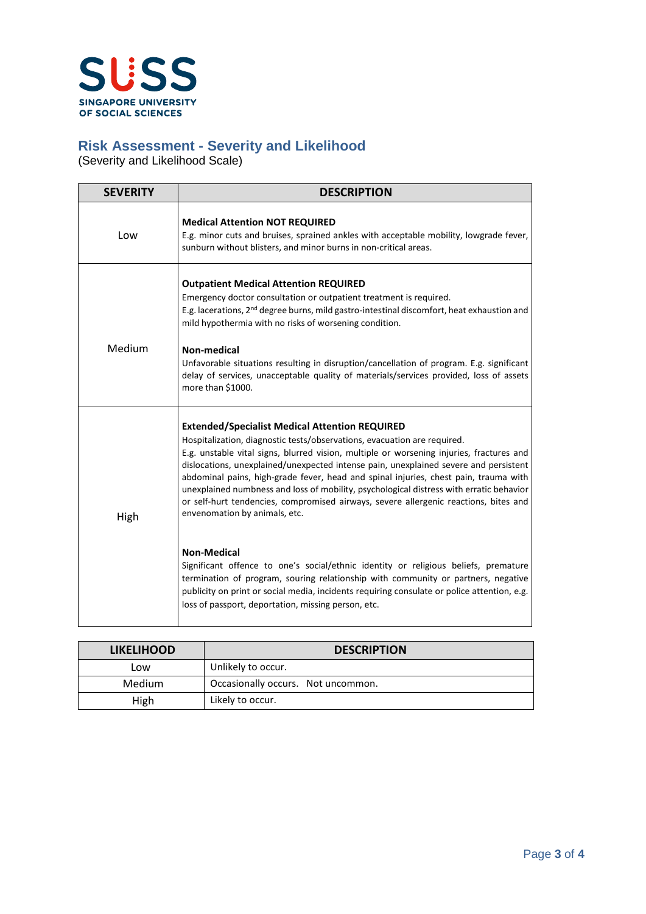## Risk Assessment - Severity and Likelihood

(Severity and Likelihood Scale)

| SEVERITY | DESCRIPTION |
|---|---|
| Low | **Medical Attention NOT REQUIRED**<br>E.g. minor cuts and bruises, sprained ankles with acceptable mobility, lowgrade fever, sunburn without blisters, and minor burns in non-critical areas. |
| Medium | **Outpatient Medical Attention REQUIRED**<br>Emergency doctor consultation or outpatient treatment is required.<br>E.g. lacerations, 2nd degree burns, mild gastro-intestinal discomfort, heat exhaustion and mild hypothermia with no risks of worsening condition.<br><br>**Non-medical**<br>Unfavorable situations resulting in disruption/cancellation of program. E.g. significant delay of services, unacceptable quality of materials/services provided, loss of assets more than $1000. |
| High | **Extended/Specialist Medical Attention REQUIRED**<br>Hospitalization, diagnostic tests/observations, evacuation are required.<br>E.g. unstable vital signs, blurred vision, multiple or worsening injuries, fractures and dislocations, unexplained/unexpected intense pain, unexplained severe and persistent abdominal pains, high-grade fever, head and spinal injuries, chest pain, trauma with unexplained numbness and loss of mobility, psychological distress with erratic behavior or self-hurt tendencies, compromised airways, severe allergenic reactions, bites and envenomation by animals, etc.<br><br>**Non-Medical**<br>Significant offence to one's social/ethnic identity or religious beliefs, premature termination of program, souring relationship with community or partners, negative publicity on print or social media, incidents requiring consulate or police attention, e.g. loss of passport, deportation, missing person, etc. |

| LIKELIHOOD | DESCRIPTION |
|---|---|
| Low | Unlikely to occur. |
| Medium | Occasionally occurs. Not uncommon. |
| High | Likely to occur. |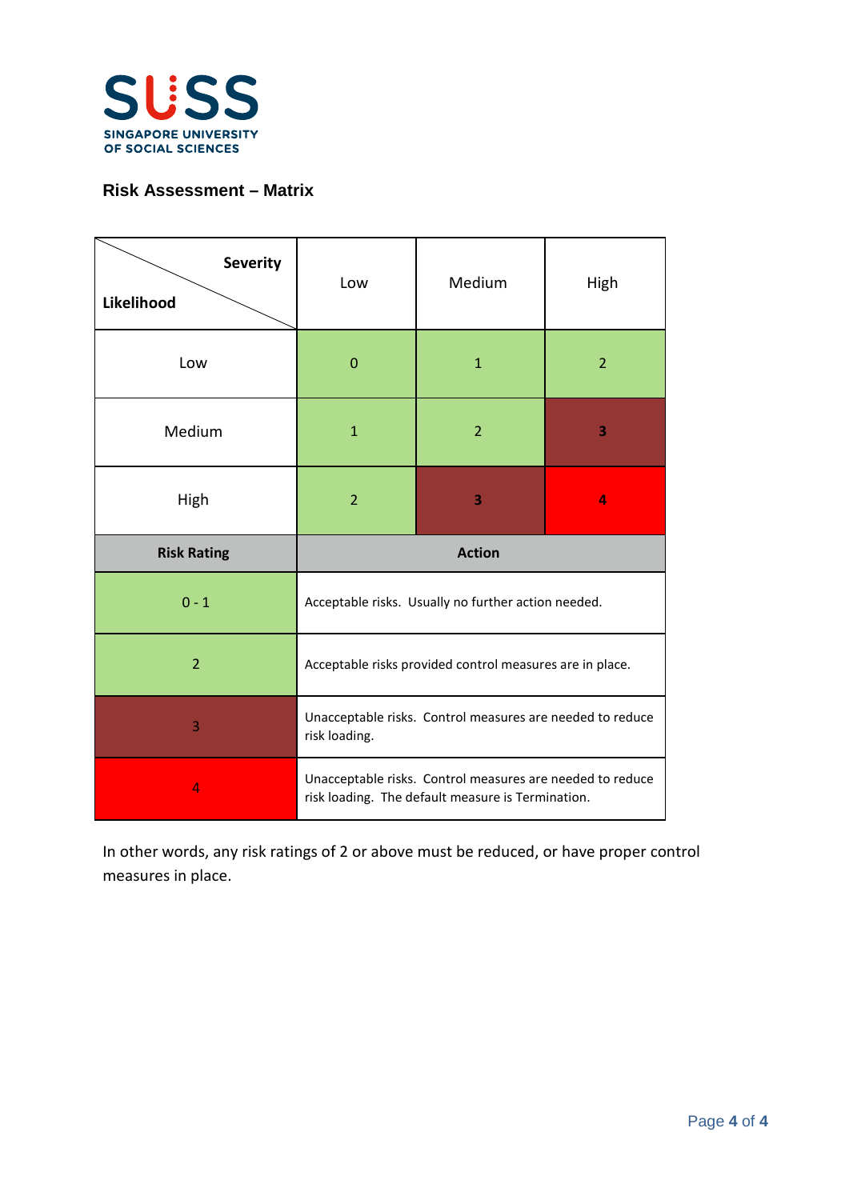## Risk Assessment – Matrix

| **Likelihood** \ **Severity** | Low | Medium | High |
|---|---|---|---|
| Low | 0 | 1 | 2 |
| Medium | 1 | 2 | **3** |
| High | 2 | **3** | **4** |

| **Risk Rating** | **Action** |
|---|---|
| 0 - 1 | Acceptable risks. Usually no further action needed. |
| 2 | Acceptable risks provided control measures are in place. |
| 3 | Unacceptable risks. Control measures are needed to reduce risk loading. |
| 4 | Unacceptable risks. Control measures are needed to reduce risk loading. The default measure is Termination. |

In other words, any risk ratings of 2 or above must be reduced, or have proper control measures in place.